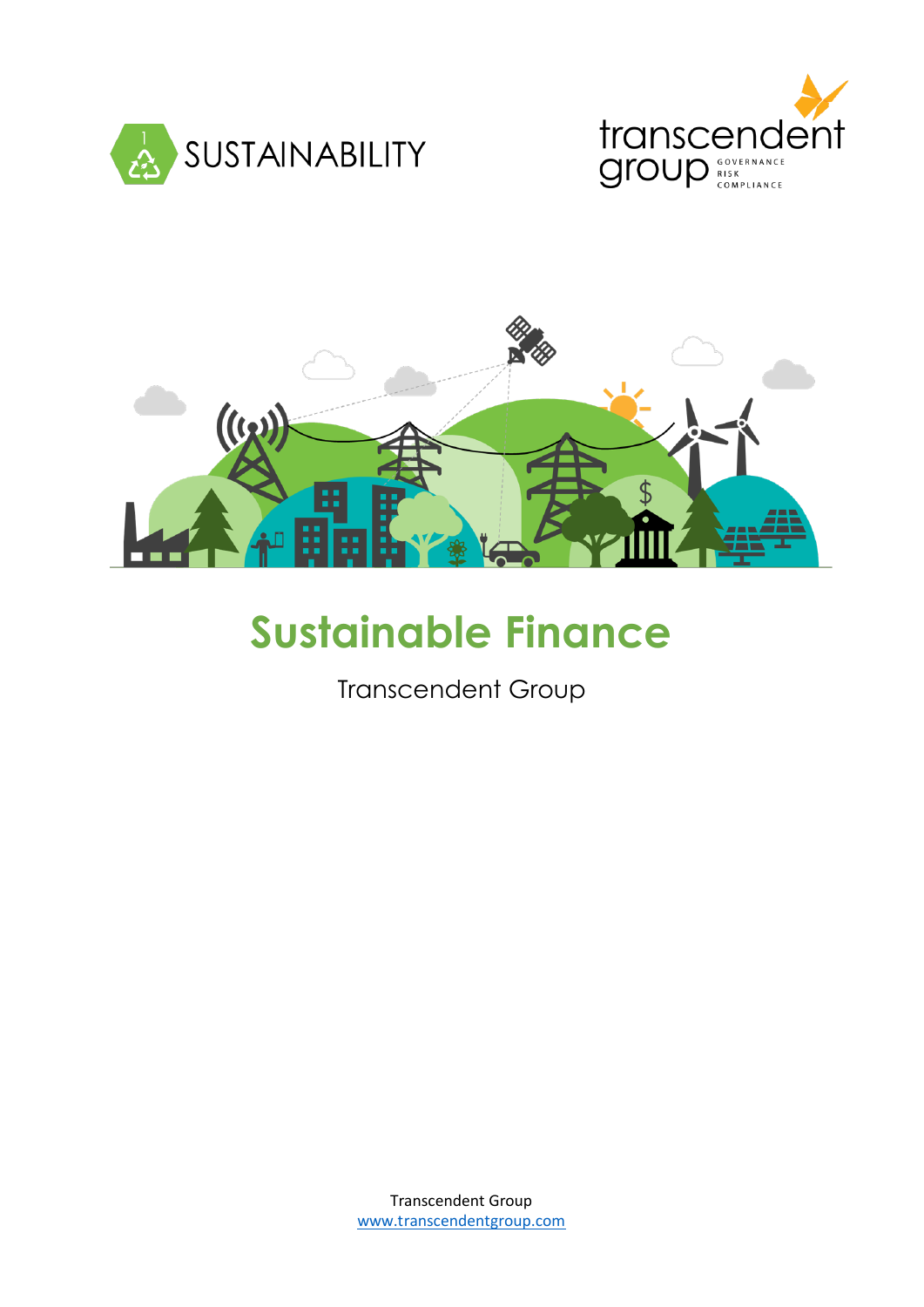SUSTAINABILITY

transcendent group GOVERNANCE RISK COMPLIANCE

# Sustainable Finance

Transcendent Group

Transcendent Group
www.transcendentgroup.com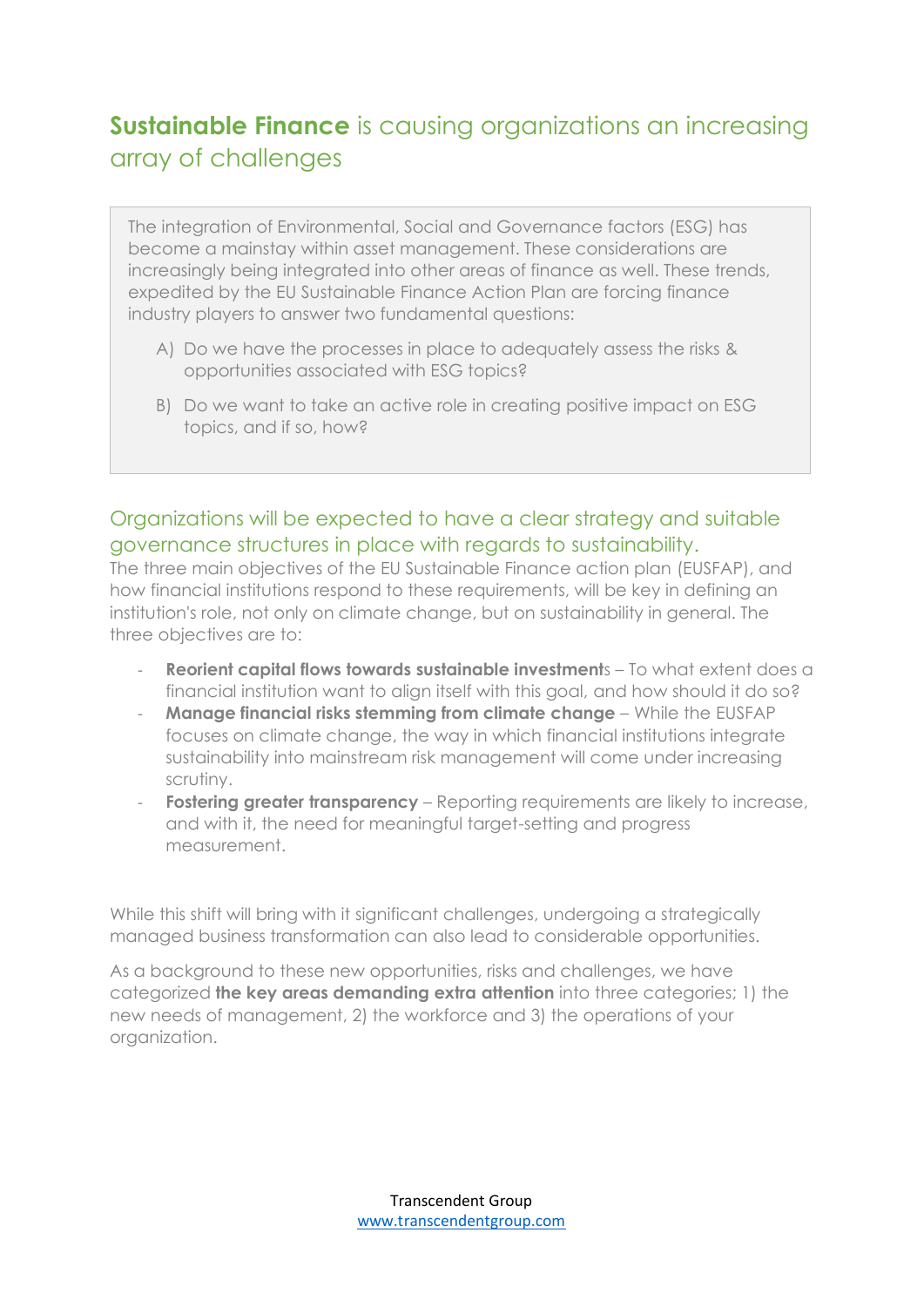# **Sustainable Finance** is causing organizations an increasing array of challenges

The integration of Environmental, Social and Governance factors (ESG) has become a mainstay within asset management. These considerations are increasingly being integrated into other areas of finance as well. These trends, expedited by the EU Sustainable Finance Action Plan are forcing finance industry players to answer two fundamental questions:

A) Do we have the processes in place to adequately assess the risks & opportunities associated with ESG topics?

B) Do we want to take an active role in creating positive impact on ESG topics, and if so, how?

## Organizations will be expected to have a clear strategy and suitable governance structures in place with regards to sustainability.

The three main objectives of the EU Sustainable Finance action plan (EUSFAP), and how financial institutions respond to these requirements, will be key in defining an institution's role, not only on climate change, but on sustainability in general. The three objectives are to:

- **Reorient capital flows towards sustainable investment**s – To what extent does a financial institution want to align itself with this goal, and how should it do so?
- **Manage financial risks stemming from climate change** – While the EUSFAP focuses on climate change, the way in which financial institutions integrate sustainability into mainstream risk management will come under increasing scrutiny.
- **Fostering greater transparency** – Reporting requirements are likely to increase, and with it, the need for meaningful target-setting and progress measurement.

While this shift will bring with it significant challenges, undergoing a strategically managed business transformation can also lead to considerable opportunities.

As a background to these new opportunities, risks and challenges, we have categorized **the key areas demanding extra attention** into three categories; 1) the new needs of management, 2) the workforce and 3) the operations of your organization.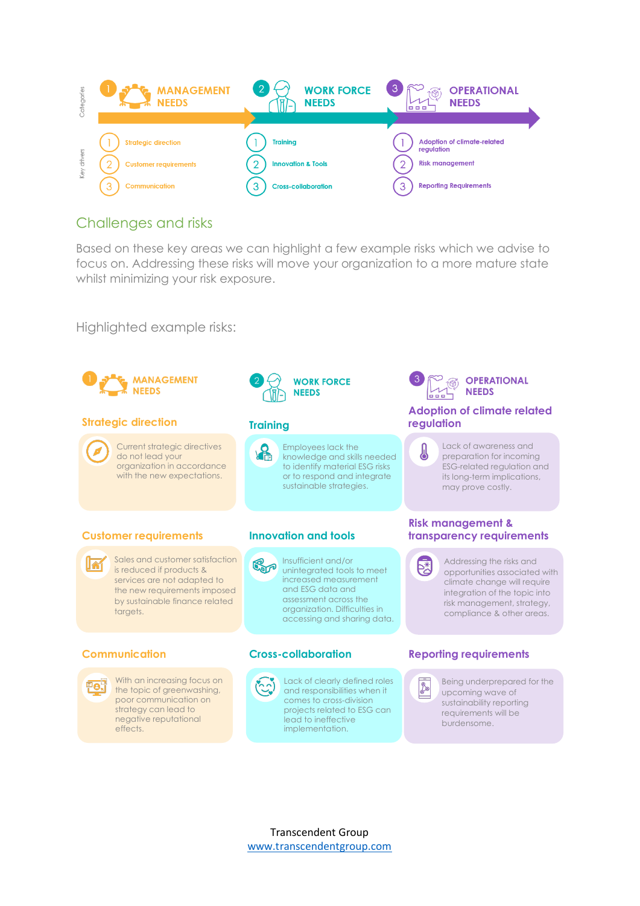Categories

| | 1 MANAGEMENT NEEDS | 2 WORK FORCE NEEDS | 3 OPERATIONAL NEEDS |
|---|---|---|---|
| Key drivers | 1 Strategic direction | 1 Training | 1 Adoption of climate-related regulation |
| | 2 Customer requirements | 2 Innovation & Tools | 2 Risk management |
| | 3 Communication | 3 Cross-collaboration | 3 Reporting Requirements |

## Challenges and risks

Based on these key areas we can highlight a few example risks which we advise to focus on. Addressing these risks will move your organization to a more mature state whilst minimizing your risk exposure.

Highlighted example risks:

### 1 MANAGEMENT NEEDS

**Strategic direction**

Current strategic directives do not lead your organization in accordance with the new expectations.

**Customer requirements**

Sales and customer satisfaction is reduced if products & services are not adapted to the new requirements imposed by sustainable finance related targets.

**Communication**

With an increasing focus on the topic of greenwashing, poor communication on strategy can lead to negative reputational effects.

### 2 WORK FORCE NEEDS

**Training**

Employees lack the knowledge and skills needed to identify material ESG risks or to respond and integrate sustainable strategies.

**Innovation and tools**

Insufficient and/or unintegrated tools to meet increased measurement and ESG data and assessment across the organization. Difficulties in accessing and sharing data.

**Cross-collaboration**

Lack of clearly defined roles and responsibilities when it comes to cross-division projects related to ESG can lead to ineffective implementation.

### 3 OPERATIONAL NEEDS

**Adoption of climate related regulation**

Lack of awareness and preparation for incoming ESG-related regulation and its long-term implications, may prove costly.

**Risk management & transparency requirements**

Addressing the risks and opportunities associated with climate change will require integration of the topic into risk management, strategy, compliance & other areas.

**Reporting requirements**

Being underprepared for the upcoming wave of sustainability reporting requirements will be burdensome.

Transcendent Group
www.transcendentgroup.com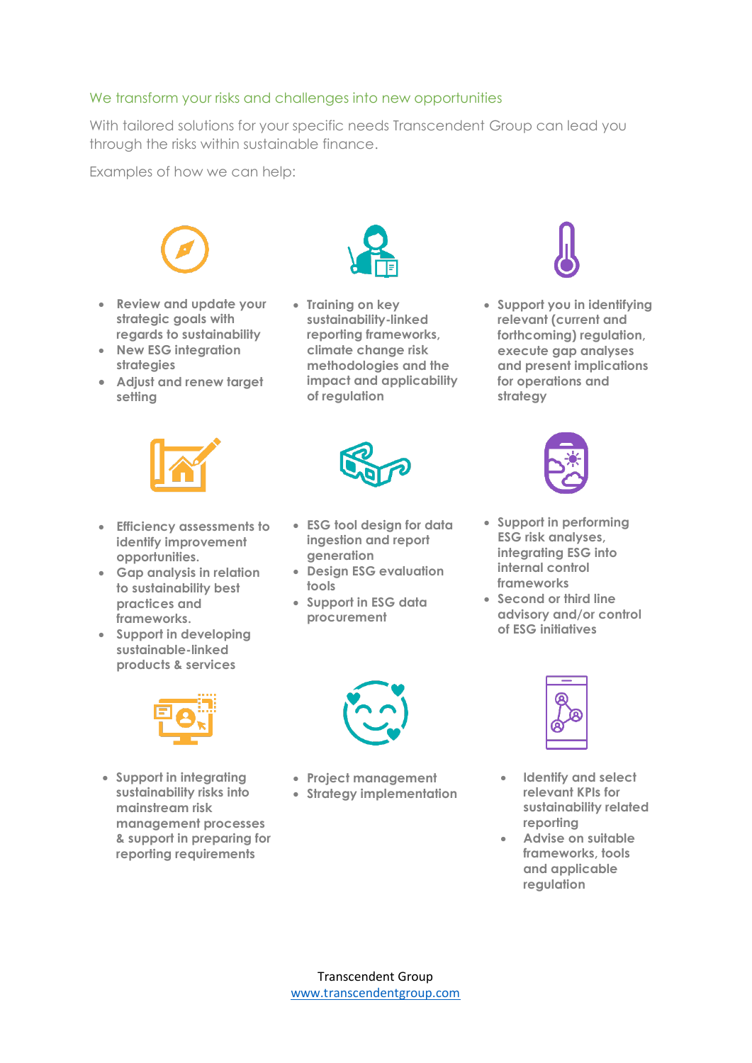## We transform your risks and challenges into new opportunities

With tailored solutions for your specific needs Transcendent Group can lead you through the risks within sustainable finance.

Examples of how we can help:

- Review and update your strategic goals with regards to sustainability
- New ESG integration strategies
- Adjust and renew target setting

- Training on key sustainability-linked reporting frameworks, climate change risk methodologies and the impact and applicability of regulation

- Support you in identifying relevant (current and forthcoming) regulation, execute gap analyses and present implications for operations and strategy

- Efficiency assessments to identify improvement opportunities.
- Gap analysis in relation to sustainability best practices and frameworks.
- Support in developing sustainable-linked products & services

- ESG tool design for data ingestion and report generation
- Design ESG evaluation tools
- Support in ESG data procurement

- Support in performing ESG risk analyses, integrating ESG into internal control frameworks
- Second or third line advisory and/or control of ESG initiatives

- Support in integrating sustainability risks into mainstream risk management processes & support in preparing for reporting requirements

- Project management
- Strategy implementation

- Identify and select relevant KPIs for sustainability related reporting
- Advise on suitable frameworks, tools and applicable regulation

Transcendent Group
www.transcendentgroup.com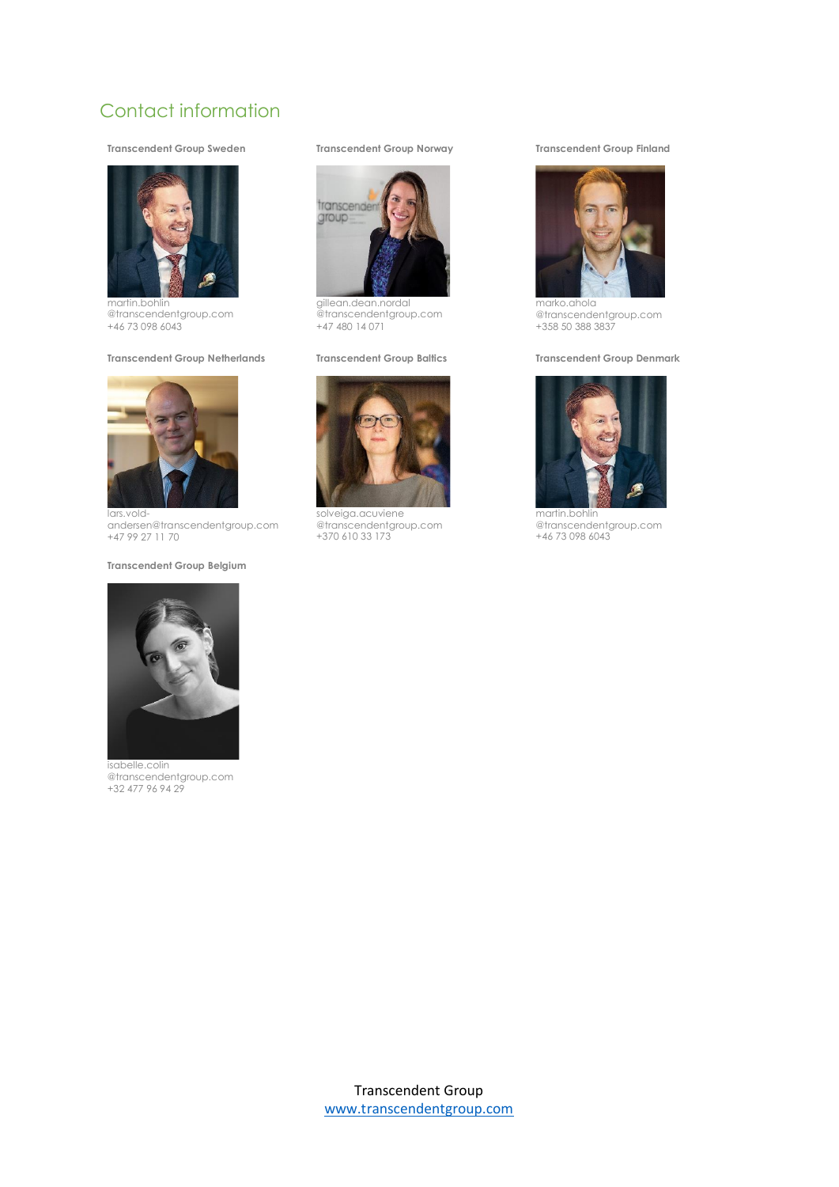## Contact information

**Transcendent Group Sweden**

martin.bohlin
@transcendentgroup.com
+46 73 098 6043

**Transcendent Group Norway**

gillean.dean.nordal
@transcendentgroup.com
+47 480 14 071

**Transcendent Group Finland**

marko.ahola
@transcendentgroup.com
+358 50 388 3837

**Transcendent Group Netherlands**

lars.vold-
andersen@transcendentgroup.com
+47 99 27 11 70

**Transcendent Group Baltics**

solveiga.acuviene
@transcendentgroup.com
+370 610 33 173

**Transcendent Group Denmark**

martin.bohlin
@transcendentgroup.com
+46 73 098 6043

**Transcendent Group Belgium**

isabelle.colin
@transcendentgroup.com
+32 477 96 94 29

Transcendent Group
www.transcendentgroup.com